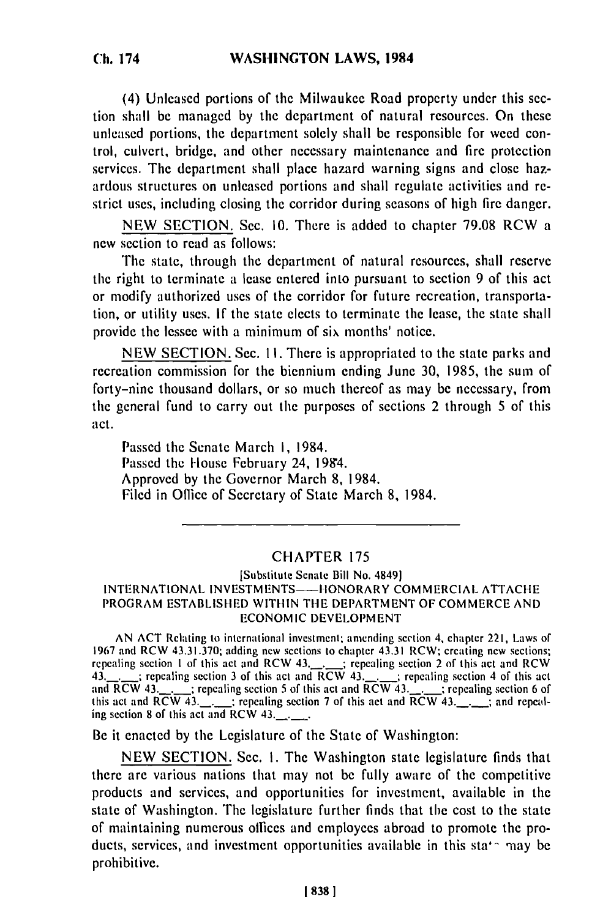(4) Unleased portions of the Milwaukee Road property under this section shall be managed by the department of natural resources. On these unleased portions, the department solely shall be responsible for weed control, culvert, bridge, and other necessary maintenance and fire protection services. The department shall place hazard warning signs and close hazardous structures on unleased portions and shall regulate activities and restrict uses, including closing the corridor during seasons of high fire danger.

NEW SECTION. Sec. 10. There is added to chapter 79.08 RCW a new section to read as follows:

The state, through the department of natural resources, shall reserve the right to terminate a lease entered into pursuant to section 9 of this act or modify authorized uses of the corridor for future recreation, transportation, or utility uses. If the state elects to terminate the lease, the state shall provide the lessee with a minimum of six months' notice.

NEW SECTION. Sec. 11. There is appropriated to the state parks and recreation commission for the biennium ending June 30, 1985, the sum of forty-nine thousand dollars, or so much thereof as may be necessary, from the general fund to carry out the purposes of sections 2 through 5 of this act.

Passed the Senate March 1, 1984.
Passed the House February 24, 1984.
Approved by the Governor March 8, 1984.
Filed in Office of Secretary of State March 8, 1984.

---

## CHAPTER 175

[Substitute Senate Bill No. 4849]

### INTERNATIONAL INVESTMENTS—HONORARY COMMERCIAL ATTACHE PROGRAM ESTABLISHED WITHIN THE DEPARTMENT OF COMMERCE AND ECONOMIC DEVELOPMENT

AN ACT Relating to international investment; amending section 4, chapter 221, Laws of 1967 and RCW 43.31.370; adding new sections to chapter 43.31 RCW; creating new sections; repealing section 1 of this act and RCW 43.__.___; repealing section 2 of this act and RCW 43.__.___; repealing section 3 of this act and RCW 43.__.___; repealing section 4 of this act and RCW 43.__.___; repealing section 5 of this act and RCW 43.__.___; repealing section 6 of this act and RCW 43.__.___; repealing section 7 of this act and RCW 43.__.___; and repealing section 8 of this act and RCW 43.__.___.

Be it enacted by the Legislature of the State of Washington:

NEW SECTION. Sec. 1. The Washington state legislature finds that there are various nations that may not be fully aware of the competitive products and services, and opportunities for investment, available in the state of Washington. The legislature further finds that the cost to the state of maintaining numerous offices and employees abroad to promote the products, services, and investment opportunities available in this state may be prohibitive.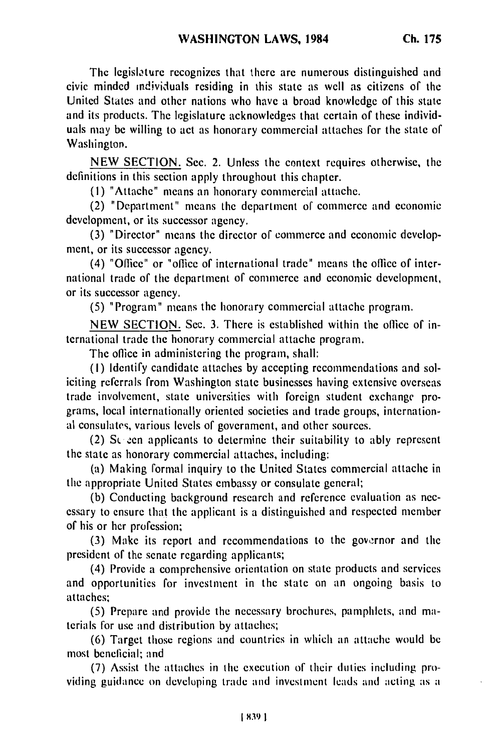The legislature recognizes that there are numerous distinguished and civic minded individuals residing in this state as well as citizens of the United States and other nations who have a broad knowledge of this state and its products. The legislature acknowledges that certain of these individuals may be willing to act as honorary commercial attaches for the state of Washington.

NEW SECTION. Sec. 2. Unless the context requires otherwise, the definitions in this section apply throughout this chapter.

(1) "Attache" means an honorary commercial attache.

(2) "Department" means the department of commerce and economic development, or its successor agency.

(3) "Director" means the director of commerce and economic development, or its successor agency.

(4) "Office" or "office of international trade" means the office of international trade of the department of commerce and economic development, or its successor agency.

(5) "Program" means the honorary commercial attache program.

NEW SECTION. Sec. 3. There is established within the office of international trade the honorary commercial attache program.

The office in administering the program, shall:

(1) Identify candidate attaches by accepting recommendations and soliciting referrals from Washington state businesses having extensive overseas trade involvement, state universities with foreign student exchange programs, local internationally oriented societies and trade groups, international consulates, various levels of government, and other sources.

(2) Screen applicants to determine their suitability to ably represent the state as honorary commercial attaches, including:

(a) Making formal inquiry to the United States commercial attache in the appropriate United States embassy or consulate general;

(b) Conducting background research and reference evaluation as necessary to ensure that the applicant is a distinguished and respected member of his or her profession;

(3) Make its report and recommendations to the governor and the president of the senate regarding applicants;

(4) Provide a comprehensive orientation on state products and services and opportunities for investment in the state on an ongoing basis to attaches;

(5) Prepare and provide the necessary brochures, pamphlets, and materials for use and distribution by attaches;

(6) Target those regions and countries in which an attache would be most beneficial; and

(7) Assist the attaches in the execution of their duties including providing guidance on developing trade and investment leads and acting as a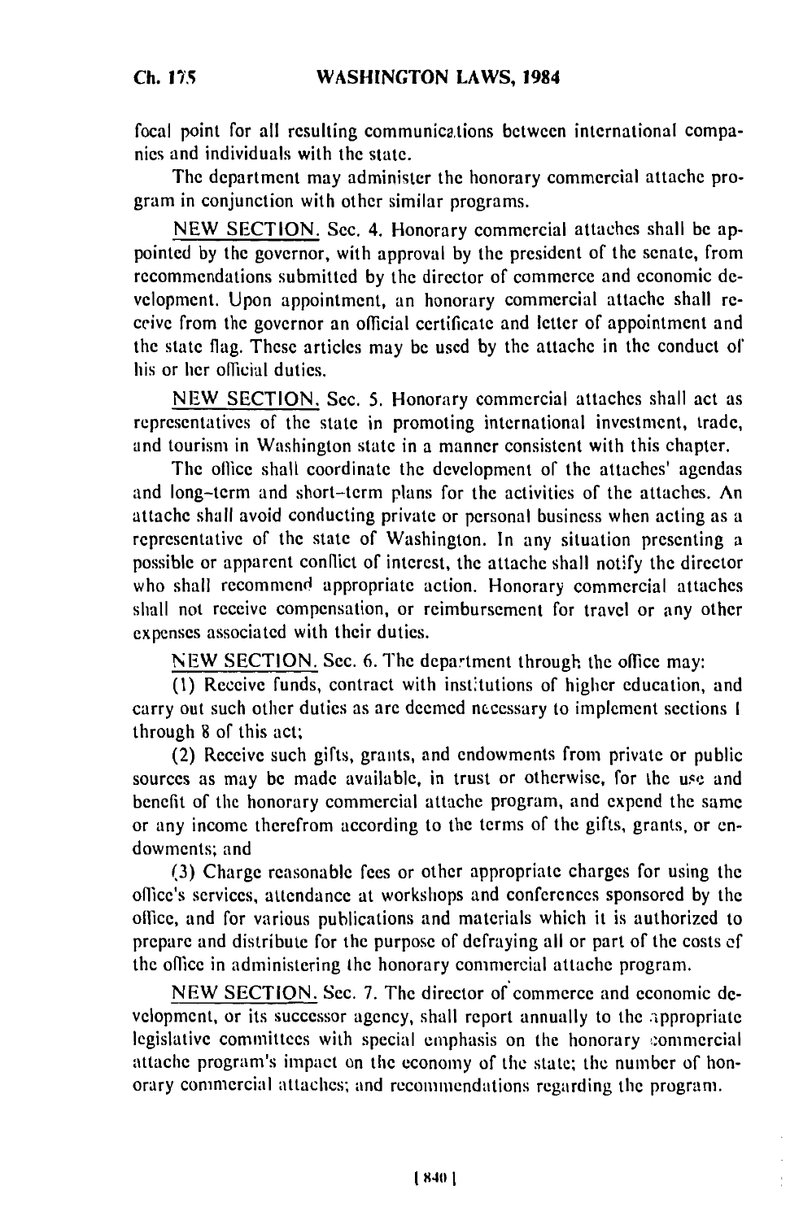focal point for all resulting communications between international companies and individuals with the state.

The department may administer the honorary commercial attache program in conjunction with other similar programs.

NEW SECTION. Sec. 4. Honorary commercial attaches shall be appointed by the governor, with approval by the president of the senate, from recommendations submitted by the director of commerce and economic development. Upon appointment, an honorary commercial attache shall receive from the governor an official certificate and letter of appointment and the state flag. These articles may be used by the attache in the conduct of his or her official duties.

NEW SECTION. Sec. 5. Honorary commercial attaches shall act as representatives of the state in promoting international investment, trade, and tourism in Washington state in a manner consistent with this chapter.

The office shall coordinate the development of the attaches' agendas and long-term and short-term plans for the activities of the attaches. An attache shall avoid conducting private or personal business when acting as a representative of the state of Washington. In any situation presenting a possible or apparent conflict of interest, the attache shall notify the director who shall recommend appropriate action. Honorary commercial attaches shall not receive compensation, or reimbursement for travel or any other expenses associated with their duties.

NEW SECTION. Sec. 6. The department through the office may:

(1) Receive funds, contract with institutions of higher education, and carry out such other duties as are deemed necessary to implement sections 1 through 8 of this act;

(2) Receive such gifts, grants, and endowments from private or public sources as may be made available, in trust or otherwise, for the use and benefit of the honorary commercial attache program, and expend the same or any income therefrom according to the terms of the gifts, grants, or endowments; and

(3) Charge reasonable fees or other appropriate charges for using the office's services, attendance at workshops and conferences sponsored by the office, and for various publications and materials which it is authorized to prepare and distribute for the purpose of defraying all or part of the costs of the office in administering the honorary commercial attache program.

NEW SECTION. Sec. 7. The director of commerce and economic development, or its successor agency, shall report annually to the appropriate legislative committees with special emphasis on the honorary commercial attache program's impact on the economy of the state; the number of honorary commercial attaches; and recommendations regarding the program.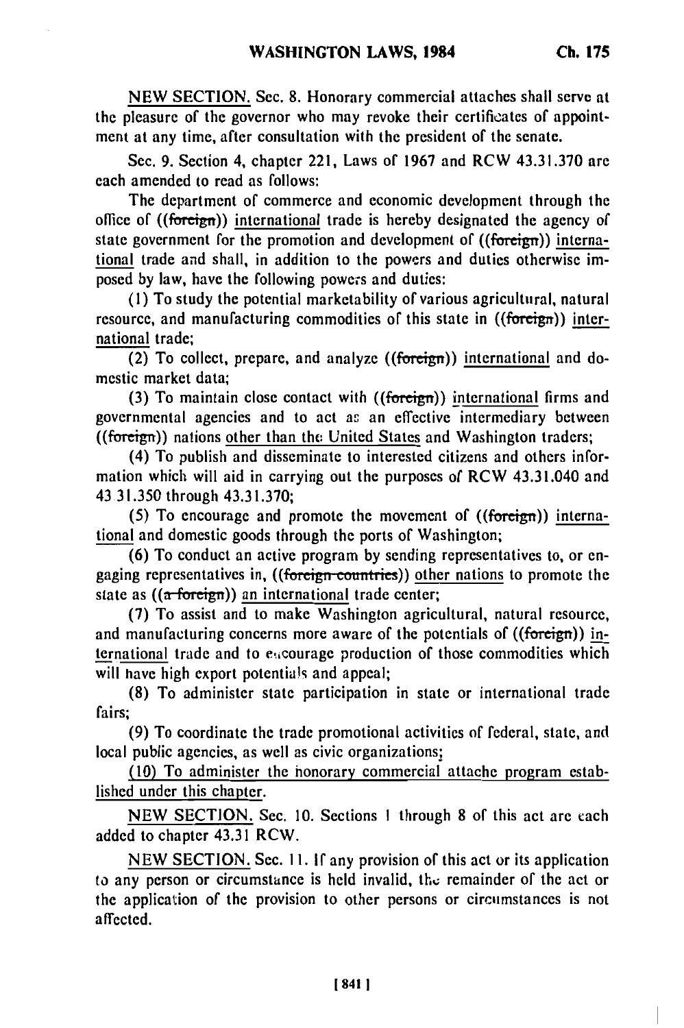NEW SECTION. Sec. 8. Honorary commercial attaches shall serve at the pleasure of the governor who may revoke their certificates of appointment at any time, after consultation with the president of the senate.

Sec. 9. Section 4, chapter 221, Laws of 1967 and RCW 43.31.370 are each amended to read as follows:

The department of commerce and economic development through the office of ((~~foreign~~)) international trade is hereby designated the agency of state government for the promotion and development of ((~~foreign~~)) international trade and shall, in addition to the powers and duties otherwise imposed by law, have the following powers and duties:

(1) To study the potential marketability of various agricultural, natural resource, and manufacturing commodities of this state in ((~~foreign~~)) international trade;

(2) To collect, prepare, and analyze ((~~foreign~~)) international and domestic market data;

(3) To maintain close contact with ((~~foreign~~)) international firms and governmental agencies and to act as an effective intermediary between ((~~foreign~~)) nations other than the United States and Washington traders;

(4) To publish and disseminate to interested citizens and others information which will aid in carrying out the purposes of RCW 43.31.040 and 43.31.350 through 43.31.370;

(5) To encourage and promote the movement of ((~~foreign~~)) international and domestic goods through the ports of Washington;

(6) To conduct an active program by sending representatives to, or engaging representatives in, ((~~foreign countries~~)) other nations to promote the state as ((~~a foreign~~)) an international trade center;

(7) To assist and to make Washington agricultural, natural resource, and manufacturing concerns more aware of the potentials of ((~~foreign~~)) international trade and to encourage production of those commodities which will have high export potentials and appeal;

(8) To administer state participation in state or international trade fairs;

(9) To coordinate the trade promotional activities of federal, state, and local public agencies, as well as civic organizations;

(10) To administer the honorary commercial attache program established under this chapter.

NEW SECTION. Sec. 10. Sections 1 through 8 of this act are each added to chapter 43.31 RCW.

NEW SECTION. Sec. 11. If any provision of this act or its application to any person or circumstance is held invalid, the remainder of the act or the application of the provision to other persons or circumstances is not affected.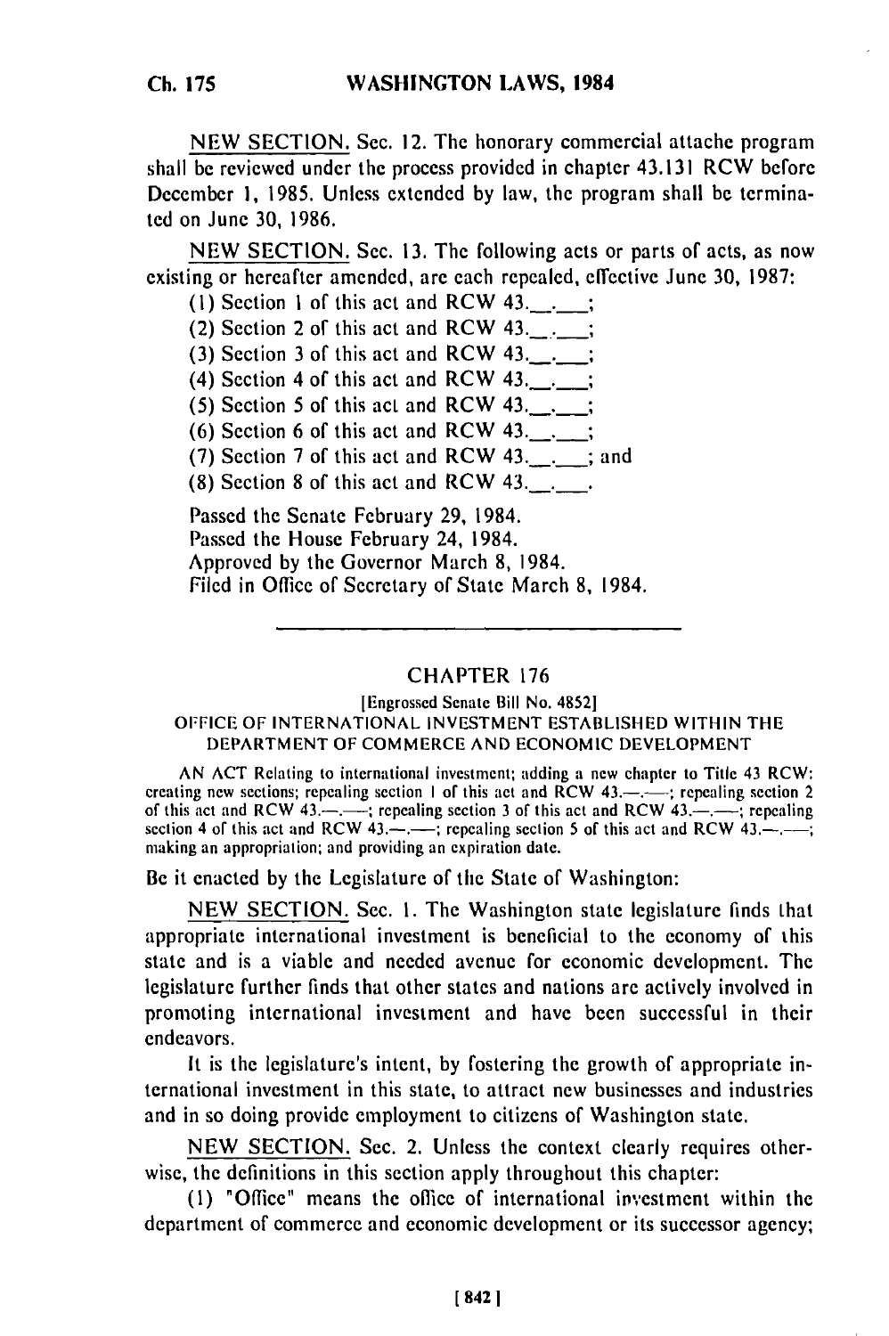NEW SECTION. Sec. 12. The honorary commercial attache program shall be reviewed under the process provided in chapter 43.131 RCW before December 1, 1985. Unless extended by law, the program shall be terminated on June 30, 1986.

NEW SECTION. Sec. 13. The following acts or parts of acts, as now existing or hereafter amended, are each repealed, effective June 30, 1987:

(1) Section 1 of this act and RCW 43.__.__;

(2) Section 2 of this act and RCW 43.__.__;

(3) Section 3 of this act and RCW 43.__.__;

(4) Section 4 of this act and RCW 43.__.__;

(5) Section 5 of this act and RCW 43.__.__;

(6) Section 6 of this act and RCW 43.__.__;

(7) Section 7 of this act and RCW 43.__.__; and

(8) Section 8 of this act and RCW 43.__.__.

Passed the Senate February 29, 1984.
Passed the House February 24, 1984.
Approved by the Governor March 8, 1984.
Filed in Office of Secretary of State March 8, 1984.

---

## CHAPTER 176

[Engrossed Senate Bill No. 4852]

### OFFICE OF INTERNATIONAL INVESTMENT ESTABLISHED WITHIN THE DEPARTMENT OF COMMERCE AND ECONOMIC DEVELOPMENT

AN ACT Relating to international investment; adding a new chapter to Title 43 RCW: creating new sections; repealing section 1 of this act and RCW 43.—.—; repealing section 2 of this act and RCW 43.—.—; repealing section 3 of this act and RCW 43.—.—; repealing section 4 of this act and RCW 43.—.—; repealing section 5 of this act and RCW 43.—.—; making an appropriation; and providing an expiration date.

Be it enacted by the Legislature of the State of Washington:

NEW SECTION. Sec. 1. The Washington state legislature finds that appropriate international investment is beneficial to the economy of this state and is a viable and needed avenue for economic development. The legislature further finds that other states and nations are actively involved in promoting international investment and have been successful in their endeavors.

It is the legislature's intent, by fostering the growth of appropriate international investment in this state, to attract new businesses and industries and in so doing provide employment to citizens of Washington state.

NEW SECTION. Sec. 2. Unless the context clearly requires otherwise, the definitions in this section apply throughout this chapter:

(1) "Office" means the office of international investment within the department of commerce and economic development or its successor agency;